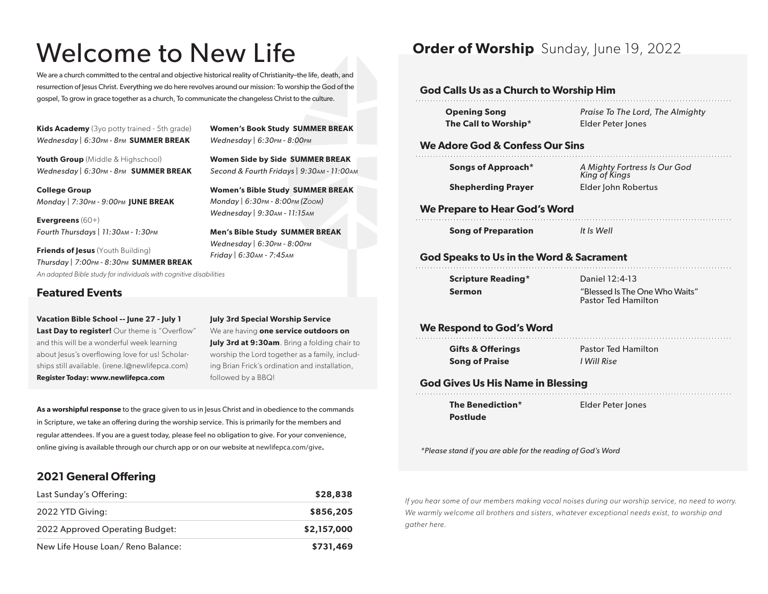# Welcome to New Life

We are a church committed to the central and objective historical reality of Christianity–the life, death, and resurrection of Jesus Christ. Everything we do here revolves around our mission: To worship the God of the gospel, To grow in grace together as a church, To communicate the changeless Christ to the culture.

**Kids Academy** (3yo potty trained - 5th grade)
*Wednesday | 6:30PM - 8PM* **SUMMER BREAK**

**Youth Group** (Middle & Highschool)
*Wednesday | 6:30PM - 8PM* **SUMMER BREAK**

**College Group**
*Monday | 7:30PM - 9:00PM* **JUNE BREAK**

**Evergreens** (60+)
*Fourth Thursdays | 11:30AM - 1:30PM*

**Friends of Jesus** (Youth Building)
*Thursday | 7:00PM - 8:30PM* **SUMMER BREAK**
*An adapted Bible study for individuals with cognitive disabilities*

**Women's Book Study SUMMER BREAK**
*Wednesday | 6:30PM - 8:00PM*

**Women Side by Side SUMMER BREAK**
*Second & Fourth Fridays | 9:30AM - 11:00AM*

**Women's Bible Study SUMMER BREAK**
*Monday | 6:30PM - 8:00PM (Zoom)*
*Wednesday | 9:30AM - 11:15AM*

**Men's Bible Study SUMMER BREAK**
*Wednesday | 6:30PM - 8:00PM*
*Friday | 6:30AM - 7:45AM*

## Featured Events

**Vacation Bible School -- June 27 - July 1**
**Last Day to register!** Our theme is "Overflow" and this will be a wonderful week learning about Jesus's overflowing love for us! Scholarships still available. (irene.l@newlifepca.com)
**Register Today: www.newlifepca.com**

**July 3rd Special Worship Service**
We are having **one service outdoors on July 3rd at 9:30am**. Bring a folding chair to worship the Lord together as a family, including Brian Frick's ordination and installation, followed by a BBQ!

**As a worshipful response** to the grace given to us in Jesus Christ and in obedience to the commands in Scripture, we take an offering during the worship service. This is primarily for the members and regular attendees. If you are a guest today, please feel no obligation to give. For your convenience, online giving is available through our church app or on our website at newlifepca.com/give**.**

## 2021 General Offering

| | |
|---|---|
| Last Sunday's Offering: | **$28,838** |
| 2022 YTD Giving: | **$856,205** |
| 2022 Approved Operating Budget: | **$2,157,000** |
| New Life House Loan/ Reno Balance: | **$731,469** |

# **Order of Worship** Sunday, June 19, 2022

### God Calls Us as a Church to Worship Him

**Opening Song** — *Praise To The Lord, The Almighty*
**The Call to Worship*** — Elder Peter Jones

### We Adore God & Confess Our Sins

**Songs of Approach*** — *A Mighty Fortress Is Our God*, *King of Kings*
**Shepherding Prayer** — Elder John Robertus

### We Prepare to Hear God's Word

**Song of Preparation** — *It Is Well*

### God Speaks to Us in the Word & Sacrament

**Scripture Reading*** — Daniel 12:4-13
**Sermon** — "Blessed Is The One Who Waits" Pastor Ted Hamilton

### We Respond to God's Word

**Gifts & Offerings** — Pastor Ted Hamilton
**Song of Praise** — *I Will Rise*

### God Gives Us His Name in Blessing

**The Benediction*** — Elder Peter Jones
**Postlude**

*\*Please stand if you are able for the reading of God's Word*

*If you hear some of our members making vocal noises during our worship service, no need to worry. We warmly welcome all brothers and sisters, whatever exceptional needs exist, to worship and gather here.*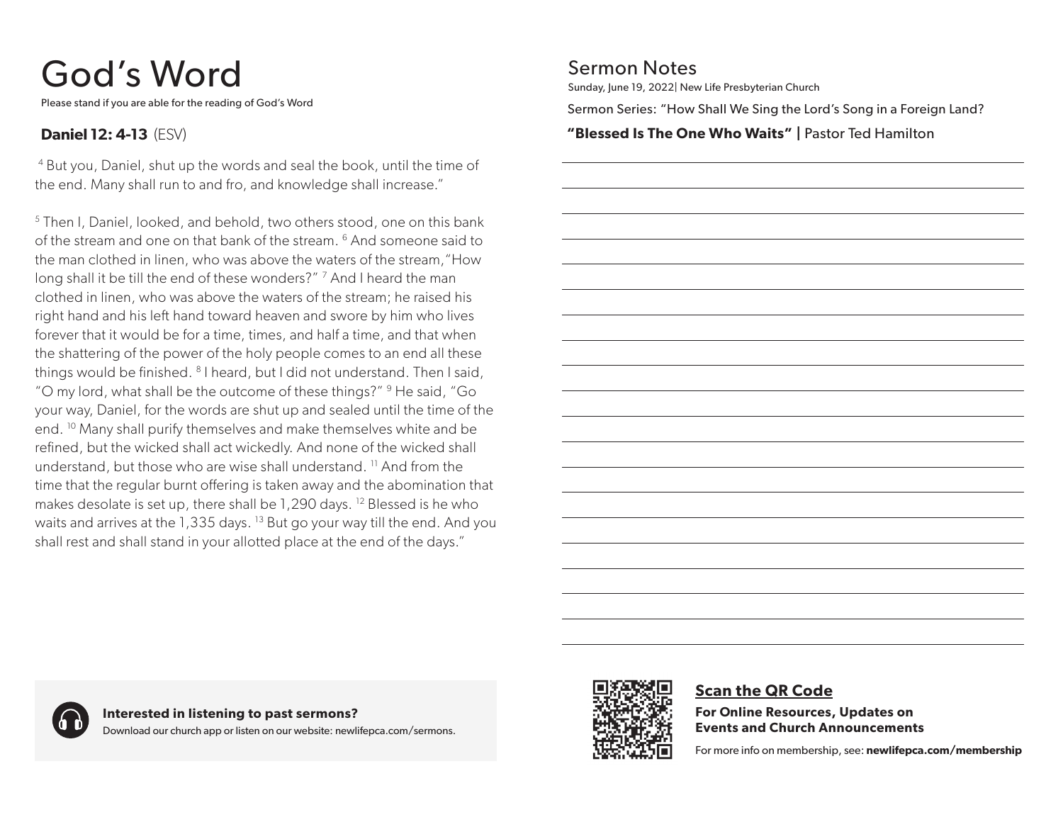# God's Word

Please stand if you are able for the reading of God's Word

**Daniel 12: 4-13** (ESV)

[4] But you, Daniel, shut up the words and seal the book, until the time of the end. Many shall run to and fro, and knowledge shall increase."

[5] Then I, Daniel, looked, and behold, two others stood, one on this bank of the stream and one on that bank of the stream. [6] And someone said to the man clothed in linen, who was above the waters of the stream,"How long shall it be till the end of these wonders?" [7] And I heard the man clothed in linen, who was above the waters of the stream; he raised his right hand and his left hand toward heaven and swore by him who lives forever that it would be for a time, times, and half a time, and that when the shattering of the power of the holy people comes to an end all these things would be finished. [8] I heard, but I did not understand. Then I said, "O my lord, what shall be the outcome of these things?" [9] He said, "Go your way, Daniel, for the words are shut up and sealed until the time of the end. [10] Many shall purify themselves and make themselves white and be refined, but the wicked shall act wickedly. And none of the wicked shall understand, but those who are wise shall understand. [11] And from the time that the regular burnt offering is taken away and the abomination that makes desolate is set up, there shall be 1,290 days. [12] Blessed is he who waits and arrives at the 1,335 days. [13] But go your way till the end. And you shall rest and shall stand in your allotted place at the end of the days."

**Interested in listening to past sermons?**
Download our church app or listen on our website: newlifepca.com/sermons.

# Sermon Notes

Sunday, June 19, 2022| New Life Presbyterian Church

Sermon Series: "How Shall We Sing the Lord's Song in a Foreign Land?

**"Blessed Is The One Who Waits" |** Pastor Ted Hamilton

**Scan the QR Code**

**For Online Resources, Updates on Events and Church Announcements**

For more info on membership, see: **newlifepca.com/membership**